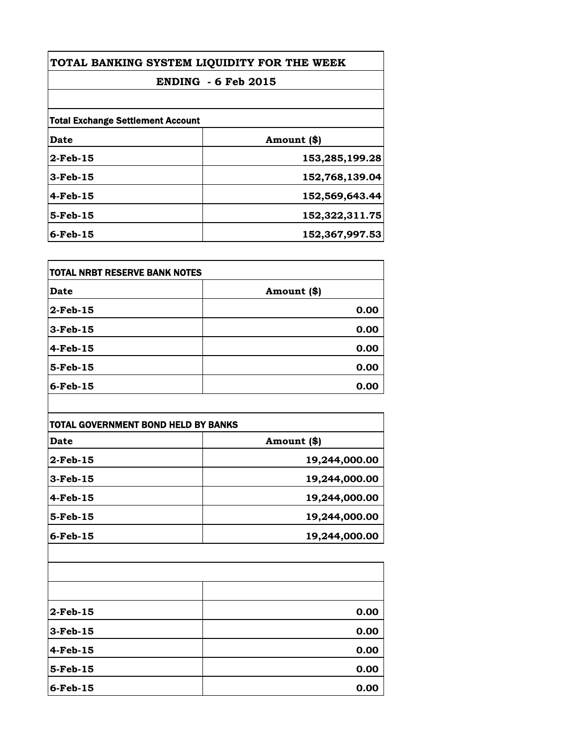# TOTAL BANKING SYSTEM LIQUIDITY FOR THE WEEK

## ENDING - 6 Feb 2015

**Total Exchange Settlement Account**

| Date | Amount ($) |
|---|---|
| 2-Feb-15 | 153,285,199.28 |
| 3-Feb-15 | 152,768,139.04 |
| 4-Feb-15 | 152,569,643.44 |
| 5-Feb-15 | 152,322,311.75 |
| 6-Feb-15 | 152,367,997.53 |

**TOTAL NRBT RESERVE BANK NOTES**

| Date | Amount ($) |
|---|---|
| 2-Feb-15 | 0.00 |
| 3-Feb-15 | 0.00 |
| 4-Feb-15 | 0.00 |
| 5-Feb-15 | 0.00 |
| 6-Feb-15 | 0.00 |

**TOTAL GOVERNMENT BOND HELD BY BANKS**

| Date | Amount ($) |
|---|---|
| 2-Feb-15 | 19,244,000.00 |
| 3-Feb-15 | 19,244,000.00 |
| 4-Feb-15 | 19,244,000.00 |
| 5-Feb-15 | 19,244,000.00 |
| 6-Feb-15 | 19,244,000.00 |

| | |
|---|---|
| 2-Feb-15 | 0.00 |
| 3-Feb-15 | 0.00 |
| 4-Feb-15 | 0.00 |
| 5-Feb-15 | 0.00 |
| 6-Feb-15 | 0.00 |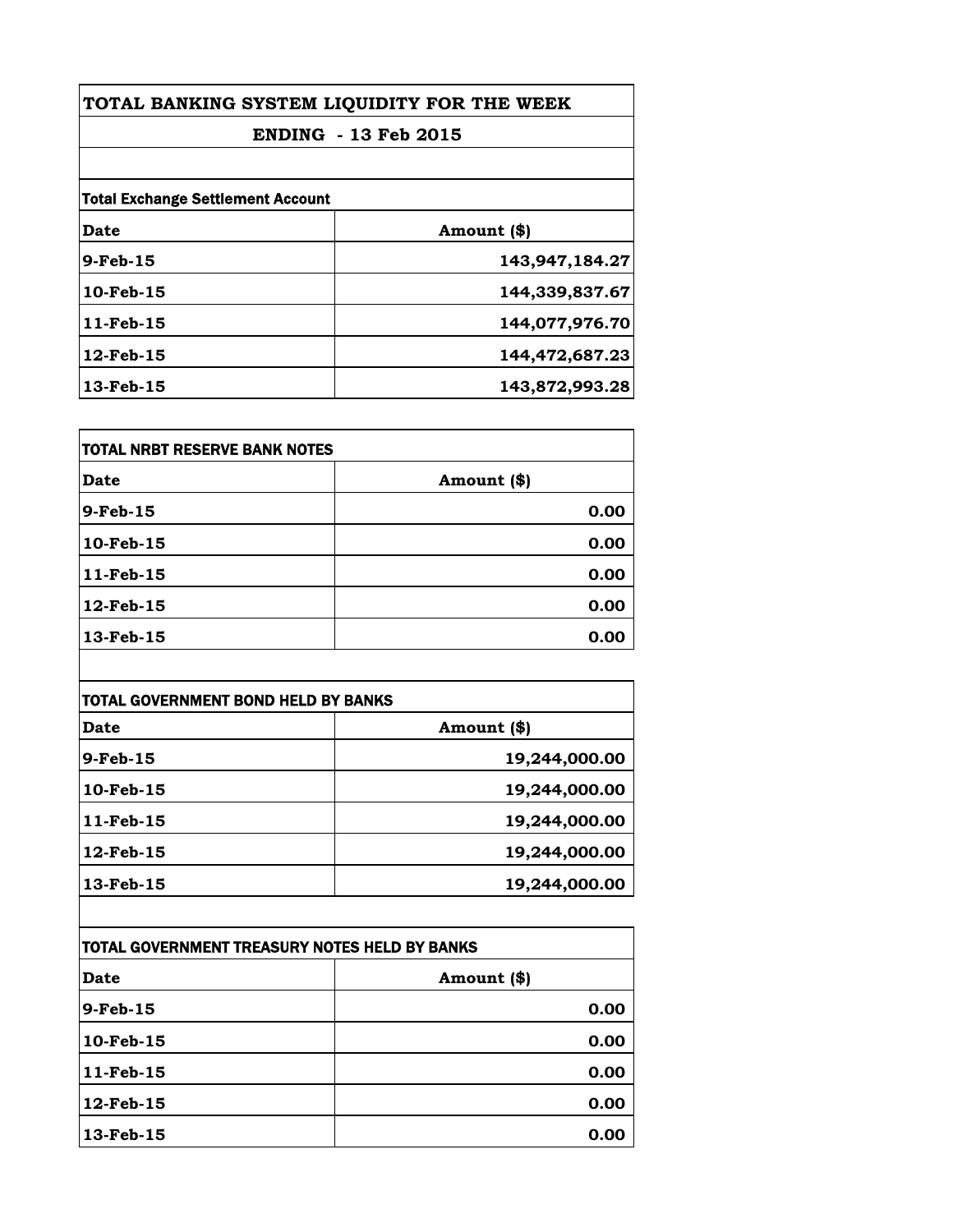# TOTAL BANKING SYSTEM LIQUIDITY FOR THE WEEK

## ENDING - 13 Feb 2015

**Total Exchange Settlement Account**

| Date | Amount ($) |
|---|---|
| 9-Feb-15 | 143,947,184.27 |
| 10-Feb-15 | 144,339,837.67 |
| 11-Feb-15 | 144,077,976.70 |
| 12-Feb-15 | 144,472,687.23 |
| 13-Feb-15 | 143,872,993.28 |

**TOTAL NRBT RESERVE BANK NOTES**

| Date | Amount ($) |
|---|---|
| 9-Feb-15 | 0.00 |
| 10-Feb-15 | 0.00 |
| 11-Feb-15 | 0.00 |
| 12-Feb-15 | 0.00 |
| 13-Feb-15 | 0.00 |

**TOTAL GOVERNMENT BOND HELD BY BANKS**

| Date | Amount ($) |
|---|---|
| 9-Feb-15 | 19,244,000.00 |
| 10-Feb-15 | 19,244,000.00 |
| 11-Feb-15 | 19,244,000.00 |
| 12-Feb-15 | 19,244,000.00 |
| 13-Feb-15 | 19,244,000.00 |

**TOTAL GOVERNMENT TREASURY NOTES HELD BY BANKS**

| Date | Amount ($) |
|---|---|
| 9-Feb-15 | 0.00 |
| 10-Feb-15 | 0.00 |
| 11-Feb-15 | 0.00 |
| 12-Feb-15 | 0.00 |
| 13-Feb-15 | 0.00 |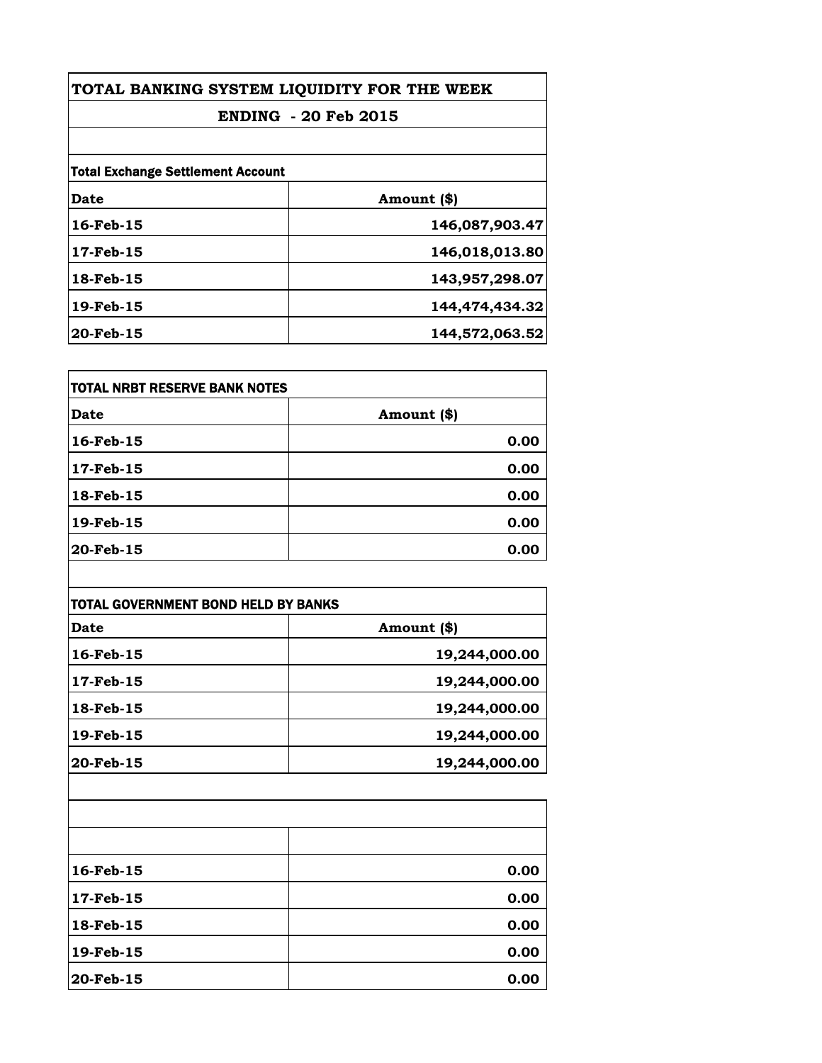# TOTAL BANKING SYSTEM LIQUIDITY FOR THE WEEK

## ENDING - 20 Feb 2015

**Total Exchange Settlement Account**

| Date | Amount ($) |
|---|---|
| 16-Feb-15 | 146,087,903.47 |
| 17-Feb-15 | 146,018,013.80 |
| 18-Feb-15 | 143,957,298.07 |
| 19-Feb-15 | 144,474,434.32 |
| 20-Feb-15 | 144,572,063.52 |

**TOTAL NRBT RESERVE BANK NOTES**

| Date | Amount ($) |
|---|---|
| 16-Feb-15 | 0.00 |
| 17-Feb-15 | 0.00 |
| 18-Feb-15 | 0.00 |
| 19-Feb-15 | 0.00 |
| 20-Feb-15 | 0.00 |

**TOTAL GOVERNMENT BOND HELD BY BANKS**

| Date | Amount ($) |
|---|---|
| 16-Feb-15 | 19,244,000.00 |
| 17-Feb-15 | 19,244,000.00 |
| 18-Feb-15 | 19,244,000.00 |
| 19-Feb-15 | 19,244,000.00 |
| 20-Feb-15 | 19,244,000.00 |

| | |
|---|---|
| 16-Feb-15 | 0.00 |
| 17-Feb-15 | 0.00 |
| 18-Feb-15 | 0.00 |
| 19-Feb-15 | 0.00 |
| 20-Feb-15 | 0.00 |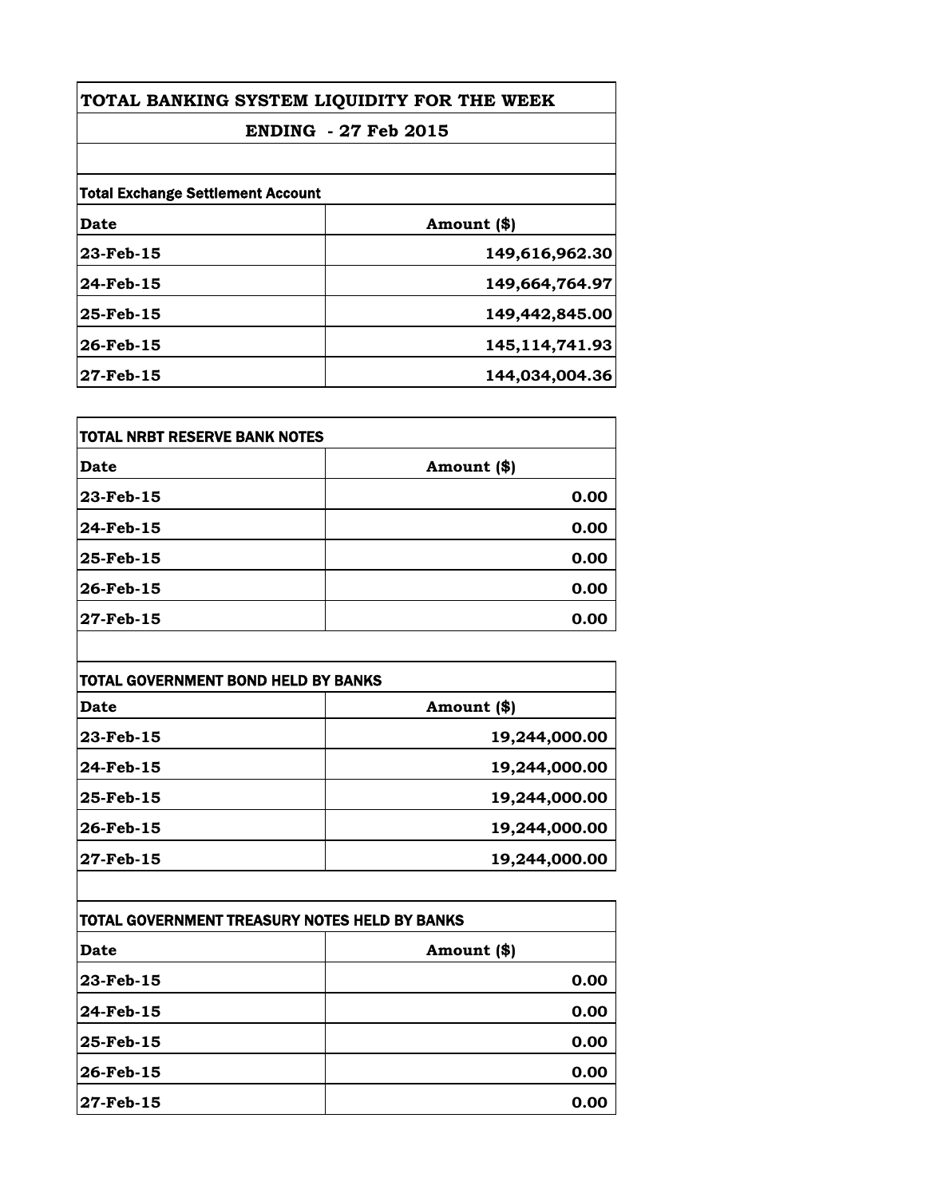# TOTAL BANKING SYSTEM LIQUIDITY FOR THE WEEK

## ENDING - 27 Feb 2015

| Total Exchange Settlement Account | |
|---|---|
| **Date** | **Amount ($)** |
| 23-Feb-15 | 149,616,962.30 |
| 24-Feb-15 | 149,664,764.97 |
| 25-Feb-15 | 149,442,845.00 |
| 26-Feb-15 | 145,114,741.93 |
| 27-Feb-15 | 144,034,004.36 |

| TOTAL NRBT RESERVE BANK NOTES | |
|---|---|
| **Date** | **Amount ($)** |
| 23-Feb-15 | 0.00 |
| 24-Feb-15 | 0.00 |
| 25-Feb-15 | 0.00 |
| 26-Feb-15 | 0.00 |
| 27-Feb-15 | 0.00 |

| TOTAL GOVERNMENT BOND HELD BY BANKS | |
|---|---|
| **Date** | **Amount ($)** |
| 23-Feb-15 | 19,244,000.00 |
| 24-Feb-15 | 19,244,000.00 |
| 25-Feb-15 | 19,244,000.00 |
| 26-Feb-15 | 19,244,000.00 |
| 27-Feb-15 | 19,244,000.00 |

| TOTAL GOVERNMENT TREASURY NOTES HELD BY BANKS | |
|---|---|
| **Date** | **Amount ($)** |
| 23-Feb-15 | 0.00 |
| 24-Feb-15 | 0.00 |
| 25-Feb-15 | 0.00 |
| 26-Feb-15 | 0.00 |
| 27-Feb-15 | 0.00 |